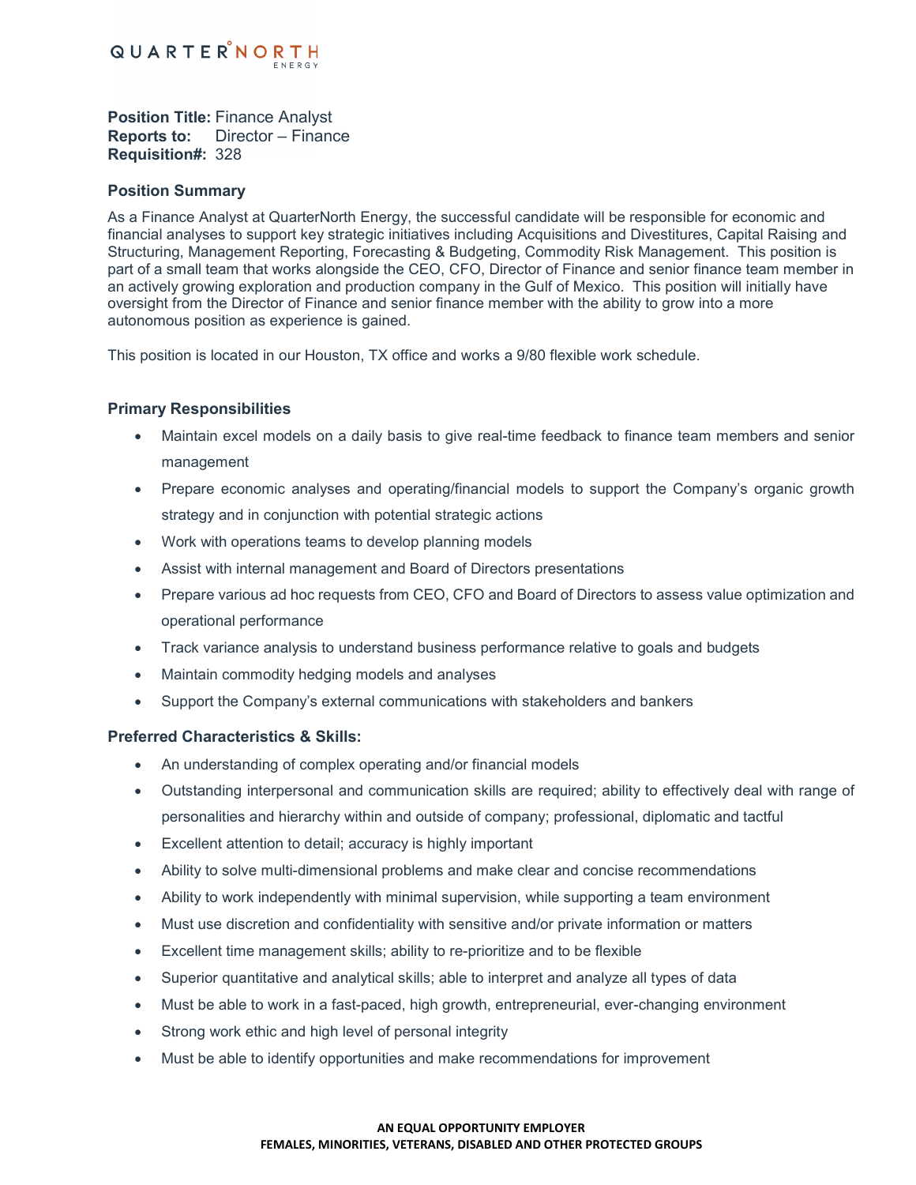QUARTERNORTH ENERGY

**Position Title:** Finance Analyst
**Reports to:** Director – Finance
**Requisition#:** 328

### Position Summary

As a Finance Analyst at QuarterNorth Energy, the successful candidate will be responsible for economic and financial analyses to support key strategic initiatives including Acquisitions and Divestitures, Capital Raising and Structuring, Management Reporting, Forecasting & Budgeting, Commodity Risk Management. This position is part of a small team that works alongside the CEO, CFO, Director of Finance and senior finance team member in an actively growing exploration and production company in the Gulf of Mexico. This position will initially have oversight from the Director of Finance and senior finance member with the ability to grow into a more autonomous position as experience is gained.

This position is located in our Houston, TX office and works a 9/80 flexible work schedule.

### Primary Responsibilities

- Maintain excel models on a daily basis to give real-time feedback to finance team members and senior management
- Prepare economic analyses and operating/financial models to support the Company's organic growth strategy and in conjunction with potential strategic actions
- Work with operations teams to develop planning models
- Assist with internal management and Board of Directors presentations
- Prepare various ad hoc requests from CEO, CFO and Board of Directors to assess value optimization and operational performance
- Track variance analysis to understand business performance relative to goals and budgets
- Maintain commodity hedging models and analyses
- Support the Company's external communications with stakeholders and bankers

### Preferred Characteristics & Skills:

- An understanding of complex operating and/or financial models
- Outstanding interpersonal and communication skills are required; ability to effectively deal with range of personalities and hierarchy within and outside of company; professional, diplomatic and tactful
- Excellent attention to detail; accuracy is highly important
- Ability to solve multi-dimensional problems and make clear and concise recommendations
- Ability to work independently with minimal supervision, while supporting a team environment
- Must use discretion and confidentiality with sensitive and/or private information or matters
- Excellent time management skills; ability to re-prioritize and to be flexible
- Superior quantitative and analytical skills; able to interpret and analyze all types of data
- Must be able to work in a fast-paced, high growth, entrepreneurial, ever-changing environment
- Strong work ethic and high level of personal integrity
- Must be able to identify opportunities and make recommendations for improvement

**AN EQUAL OPPORTUNITY EMPLOYER**
**FEMALES, MINORITIES, VETERANS, DISABLED AND OTHER PROTECTED GROUPS**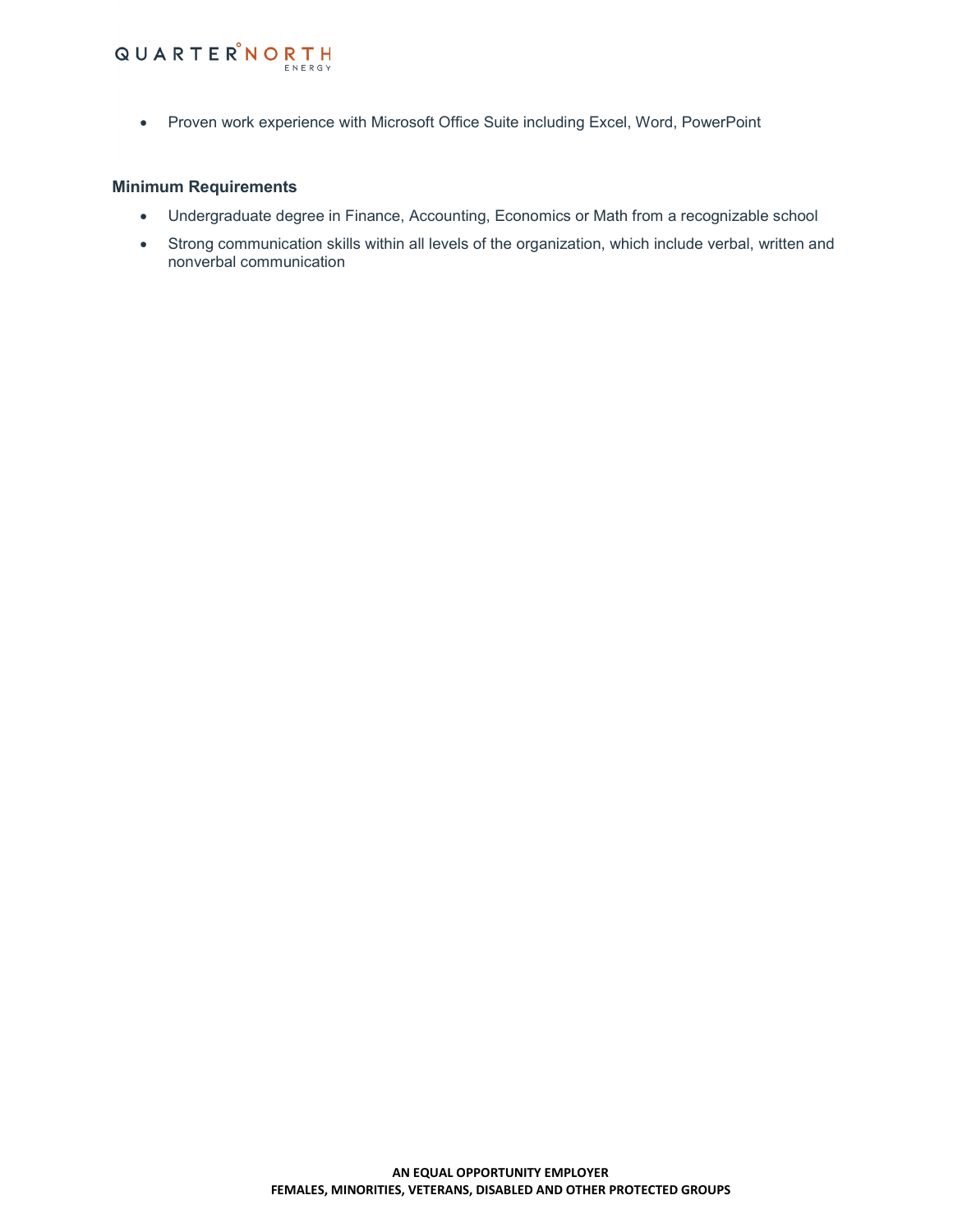- Proven work experience with Microsoft Office Suite including Excel, Word, PowerPoint

**Minimum Requirements**

- Undergraduate degree in Finance, Accounting, Economics or Math from a recognizable school
- Strong communication skills within all levels of the organization, which include verbal, written and nonverbal communication

**AN EQUAL OPPORTUNITY EMPLOYER**
**FEMALES, MINORITIES, VETERANS, DISABLED AND OTHER PROTECTED GROUPS**